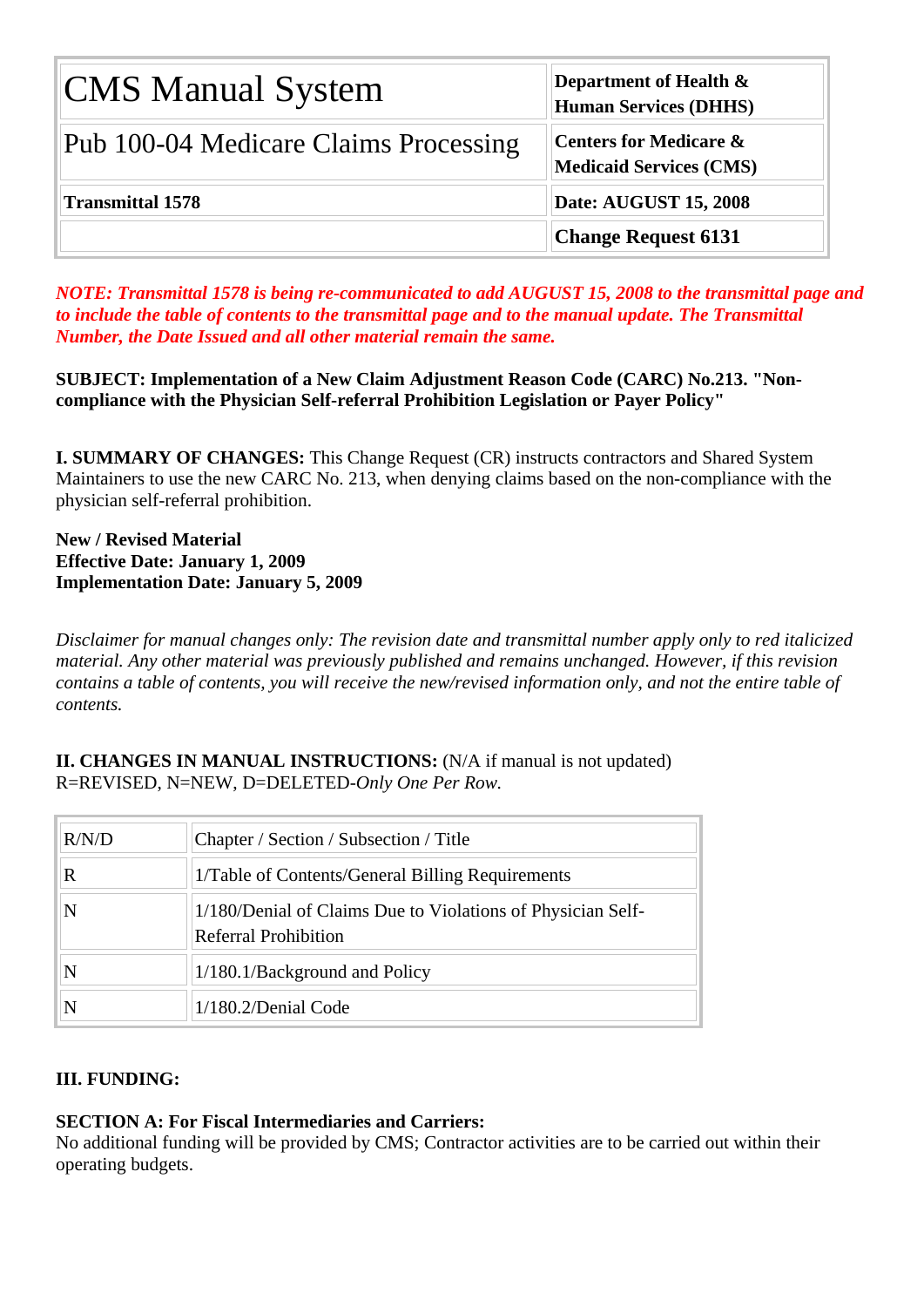| CMS Manual System | Department of Health & Human Services (DHHS) |
| --- | --- |
| Pub 100-04 Medicare Claims Processing | Centers for Medicare & Medicaid Services (CMS) |
| **Transmittal 1578** | **Date: AUGUST 15, 2008** |
| | **Change Request 6131** |

***NOTE: Transmittal 1578 is being re-communicated to add AUGUST 15, 2008 to the transmittal page and to include the table of contents to the transmittal page and to the manual update. The Transmittal Number, the Date Issued and all other material remain the same.***

**SUBJECT: Implementation of a New Claim Adjustment Reason Code (CARC) No.213. "Non-compliance with the Physician Self-referral Prohibition Legislation or Payer Policy"**

**I. SUMMARY OF CHANGES:** This Change Request (CR) instructs contractors and Shared System Maintainers to use the new CARC No. 213, when denying claims based on the non-compliance with the physician self-referral prohibition.

**New / Revised Material**
**Effective Date: January 1, 2009**
**Implementation Date: January 5, 2009**

*Disclaimer for manual changes only: The revision date and transmittal number apply only to red italicized material. Any other material was previously published and remains unchanged. However, if this revision contains a table of contents, you will receive the new/revised information only, and not the entire table of contents.*

**II. CHANGES IN MANUAL INSTRUCTIONS:** (N/A if manual is not updated)
R=REVISED, N=NEW, D=DELETED-*Only One Per Row.*

| R/N/D | Chapter / Section / Subsection / Title |
| --- | --- |
| R | 1/Table of Contents/General Billing Requirements |
| N | 1/180/Denial of Claims Due to Violations of Physician Self-Referral Prohibition |
| N | 1/180.1/Background and Policy |
| N | 1/180.2/Denial Code |

**III. FUNDING:**

**SECTION A: For Fiscal Intermediaries and Carriers:**
No additional funding will be provided by CMS; Contractor activities are to be carried out within their operating budgets.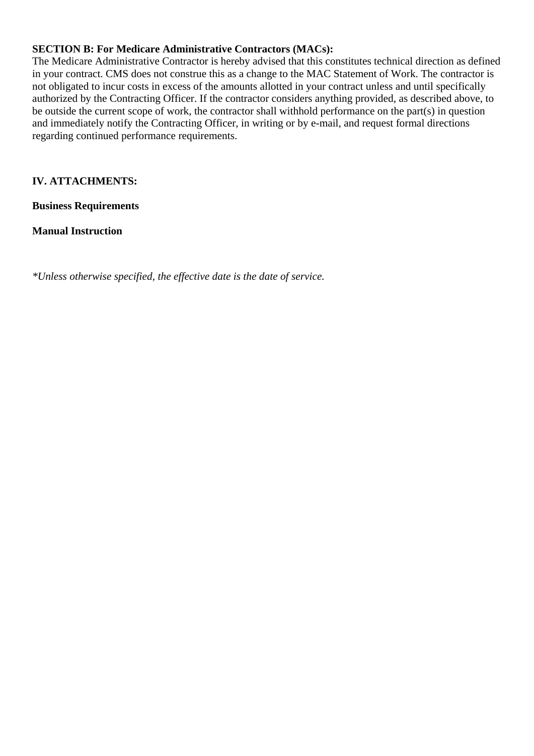**SECTION B: For Medicare Administrative Contractors (MACs):**
The Medicare Administrative Contractor is hereby advised that this constitutes technical direction as defined in your contract. CMS does not construe this as a change to the MAC Statement of Work. The contractor is not obligated to incur costs in excess of the amounts allotted in your contract unless and until specifically authorized by the Contracting Officer. If the contractor considers anything provided, as described above, to be outside the current scope of work, the contractor shall withhold performance on the part(s) in question and immediately notify the Contracting Officer, in writing or by e-mail, and request formal directions regarding continued performance requirements.

## IV. ATTACHMENTS:

**Business Requirements**

**Manual Instruction**

*\*Unless otherwise specified, the effective date is the date of service.*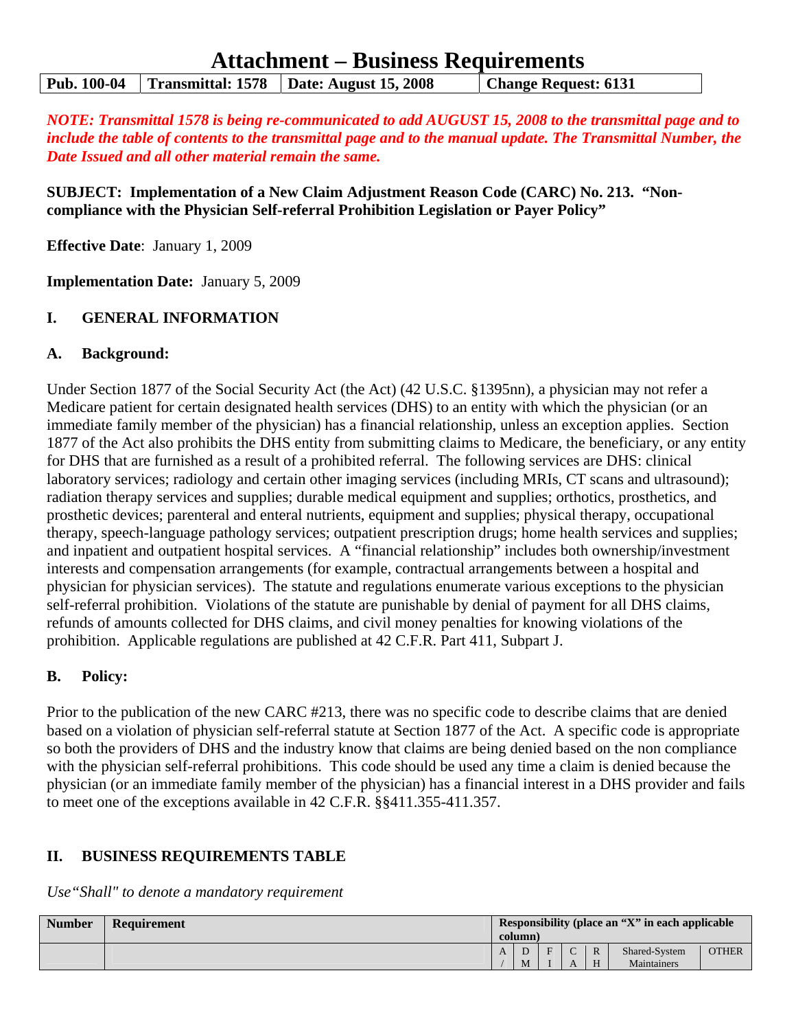# Attachment – Business Requirements

| Pub. 100-04 | Transmittal: 1578 | Date: August 15, 2008 | Change Request: 6131 |
|---|---|---|---|

***NOTE: Transmittal 1578 is being re-communicated to add AUGUST 15, 2008 to the transmittal page and to include the table of contents to the transmittal page and to the manual update. The Transmittal Number, the Date Issued and all other material remain the same.***

**SUBJECT: Implementation of a New Claim Adjustment Reason Code (CARC) No. 213. "Non-compliance with the Physician Self-referral Prohibition Legislation or Payer Policy"**

**Effective Date**: January 1, 2009

**Implementation Date:** January 5, 2009

## I. GENERAL INFORMATION

### A. Background:

Under Section 1877 of the Social Security Act (the Act) (42 U.S.C. §1395nn), a physician may not refer a Medicare patient for certain designated health services (DHS) to an entity with which the physician (or an immediate family member of the physician) has a financial relationship, unless an exception applies. Section 1877 of the Act also prohibits the DHS entity from submitting claims to Medicare, the beneficiary, or any entity for DHS that are furnished as a result of a prohibited referral. The following services are DHS: clinical laboratory services; radiology and certain other imaging services (including MRIs, CT scans and ultrasound); radiation therapy services and supplies; durable medical equipment and supplies; orthotics, prosthetics, and prosthetic devices; parenteral and enteral nutrients, equipment and supplies; physical therapy, occupational therapy, speech-language pathology services; outpatient prescription drugs; home health services and supplies; and inpatient and outpatient hospital services. A "financial relationship" includes both ownership/investment interests and compensation arrangements (for example, contractual arrangements between a hospital and physician for physician services). The statute and regulations enumerate various exceptions to the physician self-referral prohibition. Violations of the statute are punishable by denial of payment for all DHS claims, refunds of amounts collected for DHS claims, and civil money penalties for knowing violations of the prohibition. Applicable regulations are published at 42 C.F.R. Part 411, Subpart J.

### B. Policy:

Prior to the publication of the new CARC #213, there was no specific code to describe claims that are denied based on a violation of physician self-referral statute at Section 1877 of the Act. A specific code is appropriate so both the providers of DHS and the industry know that claims are being denied based on the non compliance with the physician self-referral prohibitions. This code should be used any time a claim is denied because the physician (or an immediate family member of the physician) has a financial interest in a DHS provider and fails to meet one of the exceptions available in 42 C.F.R. §§411.355-411.357.

## II. BUSINESS REQUIREMENTS TABLE

*Use "Shall" to denote a mandatory requirement*

| Number | Requirement | Responsibility (place an "X" in each applicable column) | | | | | | |
|---|---|---|---|---|---|---|---|---|
| | | A/ | DM | FI | CA | RH | Shared-System Maintainers | OTHER |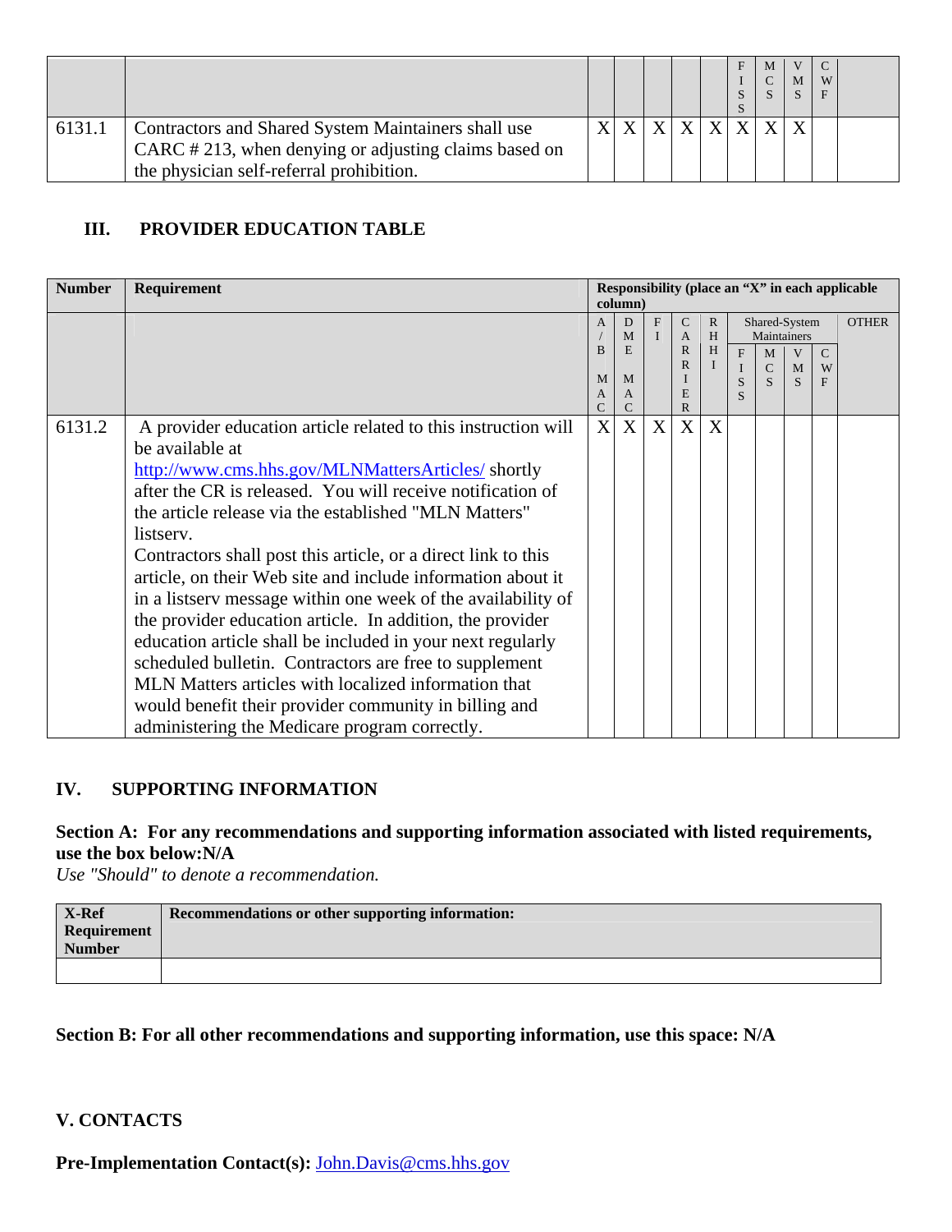| | | | | | | | FISS | MCS | VMS | CWF | |
|---|---|---|---|---|---|---|---|---|---|---|---|
| 6131.1 | Contractors and Shared System Maintainers shall use CARC # 213, when denying or adjusting claims based on the physician self-referral prohibition. | X | X | X | X | X | X | X | X | | |

## III. PROVIDER EDUCATION TABLE

| Number | Requirement | Responsibility (place an "X" in each applicable column) | | | | | | | | | |
|---|---|---|---|---|---|---|---|---|---|---|---|
| | | A/B MAC | DME MAC | FI | CARRIER | RHHI | Shared-System Maintainers | | | | OTHER |
| | | | | | | | FISS | MCS | VMS | CWF | |
| 6131.2 | A provider education article related to this instruction will be available at http://www.cms.hhs.gov/MLNMattersArticles/ shortly after the CR is released. You will receive notification of the article release via the established "MLN Matters" listserv. Contractors shall post this article, or a direct link to this article, on their Web site and include information about it in a listserv message within one week of the availability of the provider education article. In addition, the provider education article shall be included in your next regularly scheduled bulletin. Contractors are free to supplement MLN Matters articles with localized information that would benefit their provider community in billing and administering the Medicare program correctly. | X | X | X | X | X | | | | | |

## IV. SUPPORTING INFORMATION

**Section A: For any recommendations and supporting information associated with listed requirements, use the box below:N/A**

*Use "Should" to denote a recommendation.*

| X-Ref Requirement Number | Recommendations or other supporting information: |
|---|---|
| | |

**Section B: For all other recommendations and supporting information, use this space: N/A**

## V. CONTACTS

**Pre-Implementation Contact(s):** John.Davis@cms.hhs.gov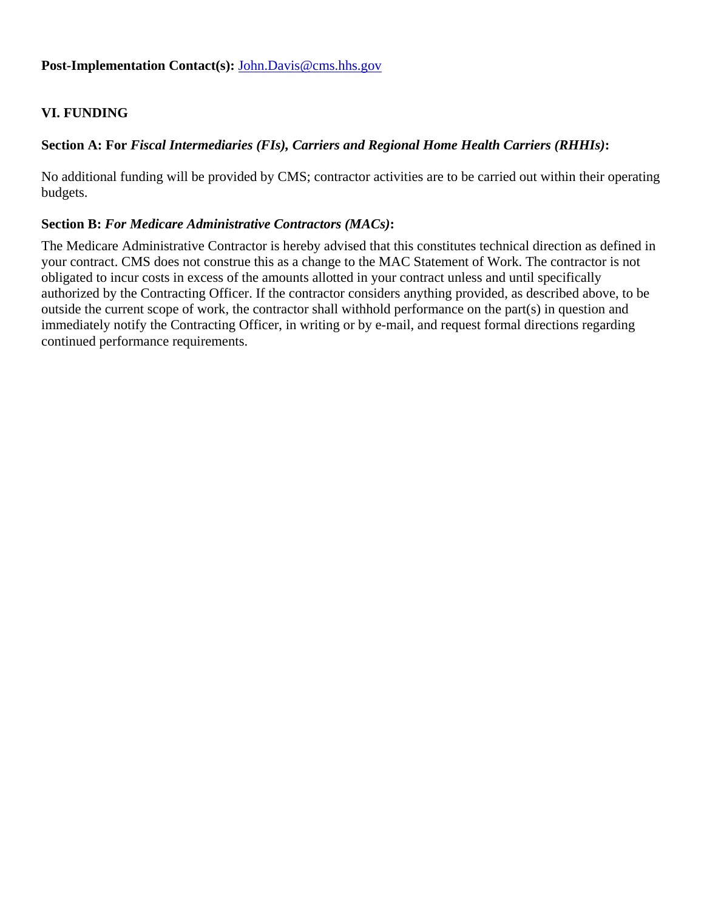**Post-Implementation Contact(s):** John.Davis@cms.hhs.gov

## VI. FUNDING

### Section A: For *Fiscal Intermediaries (FIs), Carriers and Regional Home Health Carriers (RHHIs)*:

No additional funding will be provided by CMS; contractor activities are to be carried out within their operating budgets.

### Section B: *For Medicare Administrative Contractors (MACs)*:

The Medicare Administrative Contractor is hereby advised that this constitutes technical direction as defined in your contract. CMS does not construe this as a change to the MAC Statement of Work. The contractor is not obligated to incur costs in excess of the amounts allotted in your contract unless and until specifically authorized by the Contracting Officer. If the contractor considers anything provided, as described above, to be outside the current scope of work, the contractor shall withhold performance on the part(s) in question and immediately notify the Contracting Officer, in writing or by e-mail, and request formal directions regarding continued performance requirements.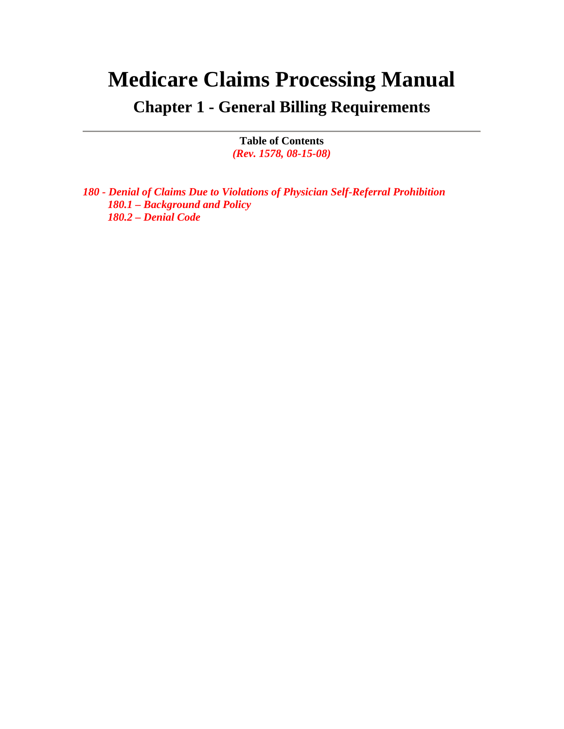# Medicare Claims Processing Manual

## Chapter 1 - General Billing Requirements

---

**Table of Contents**

*(Rev. 1578, 08-15-08)*

***180 - Denial of Claims Due to Violations of Physician Self-Referral Prohibition***

***180.1 – Background and Policy***

***180.2 – Denial Code***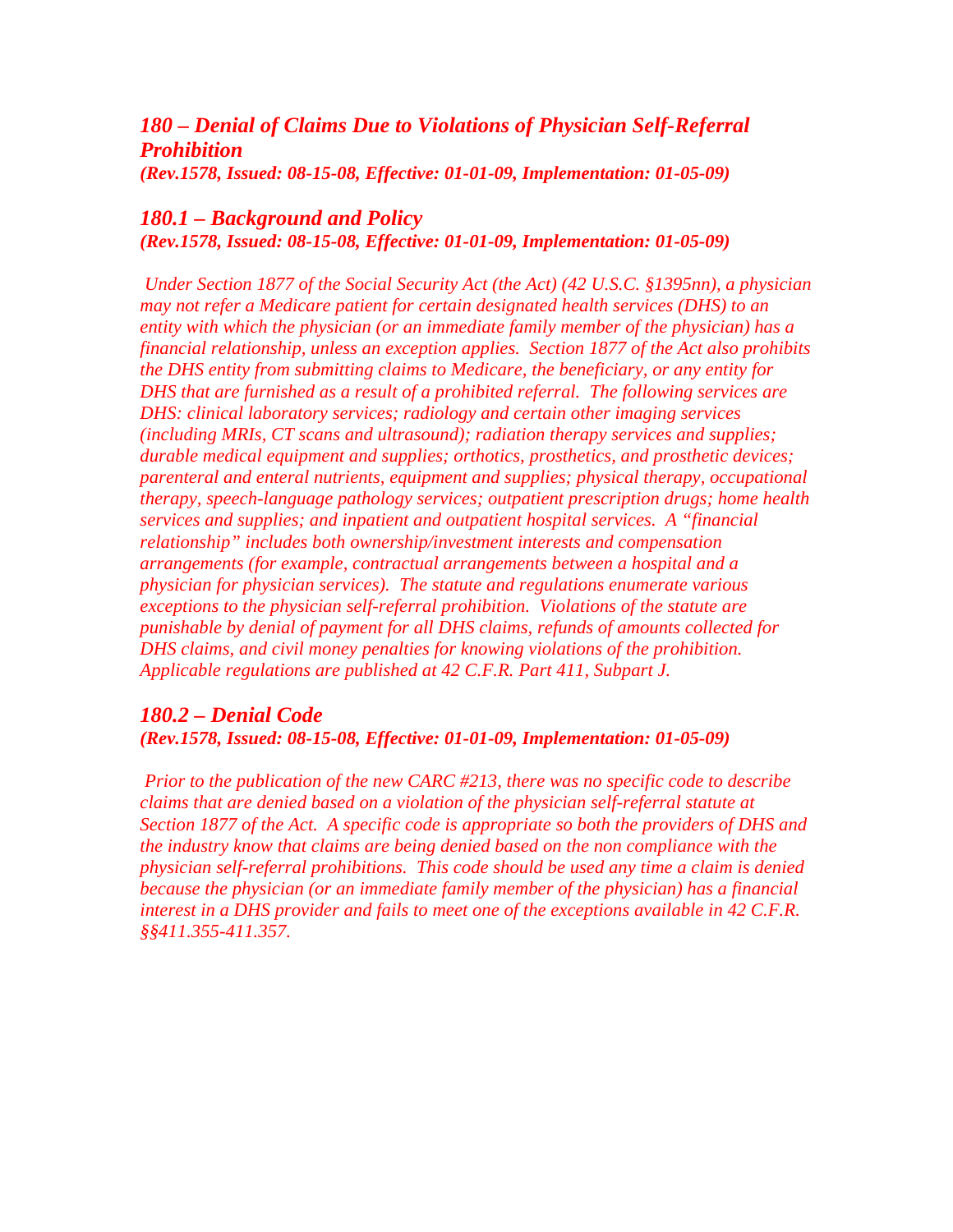## *180 – Denial of Claims Due to Violations of Physician Self-Referral Prohibition*

***(Rev.1578, Issued: 08-15-08, Effective: 01-01-09, Implementation: 01-05-09)***

### *180.1 – Background and Policy*

***(Rev.1578, Issued: 08-15-08, Effective: 01-01-09, Implementation: 01-05-09)***

*Under Section 1877 of the Social Security Act (the Act) (42 U.S.C. §1395nn), a physician may not refer a Medicare patient for certain designated health services (DHS) to an entity with which the physician (or an immediate family member of the physician) has a financial relationship, unless an exception applies. Section 1877 of the Act also prohibits the DHS entity from submitting claims to Medicare, the beneficiary, or any entity for DHS that are furnished as a result of a prohibited referral. The following services are DHS: clinical laboratory services; radiology and certain other imaging services (including MRIs, CT scans and ultrasound); radiation therapy services and supplies; durable medical equipment and supplies; orthotics, prosthetics, and prosthetic devices; parenteral and enteral nutrients, equipment and supplies; physical therapy, occupational therapy, speech-language pathology services; outpatient prescription drugs; home health services and supplies; and inpatient and outpatient hospital services. A "financial relationship" includes both ownership/investment interests and compensation arrangements (for example, contractual arrangements between a hospital and a physician for physician services). The statute and regulations enumerate various exceptions to the physician self-referral prohibition. Violations of the statute are punishable by denial of payment for all DHS claims, refunds of amounts collected for DHS claims, and civil money penalties for knowing violations of the prohibition. Applicable regulations are published at 42 C.F.R. Part 411, Subpart J.*

### *180.2 – Denial Code*

***(Rev.1578, Issued: 08-15-08, Effective: 01-01-09, Implementation: 01-05-09)***

*Prior to the publication of the new CARC #213, there was no specific code to describe claims that are denied based on a violation of the physician self-referral statute at Section 1877 of the Act. A specific code is appropriate so both the providers of DHS and the industry know that claims are being denied based on the non compliance with the physician self-referral prohibitions. This code should be used any time a claim is denied because the physician (or an immediate family member of the physician) has a financial interest in a DHS provider and fails to meet one of the exceptions available in 42 C.F.R. §§411.355-411.357.*